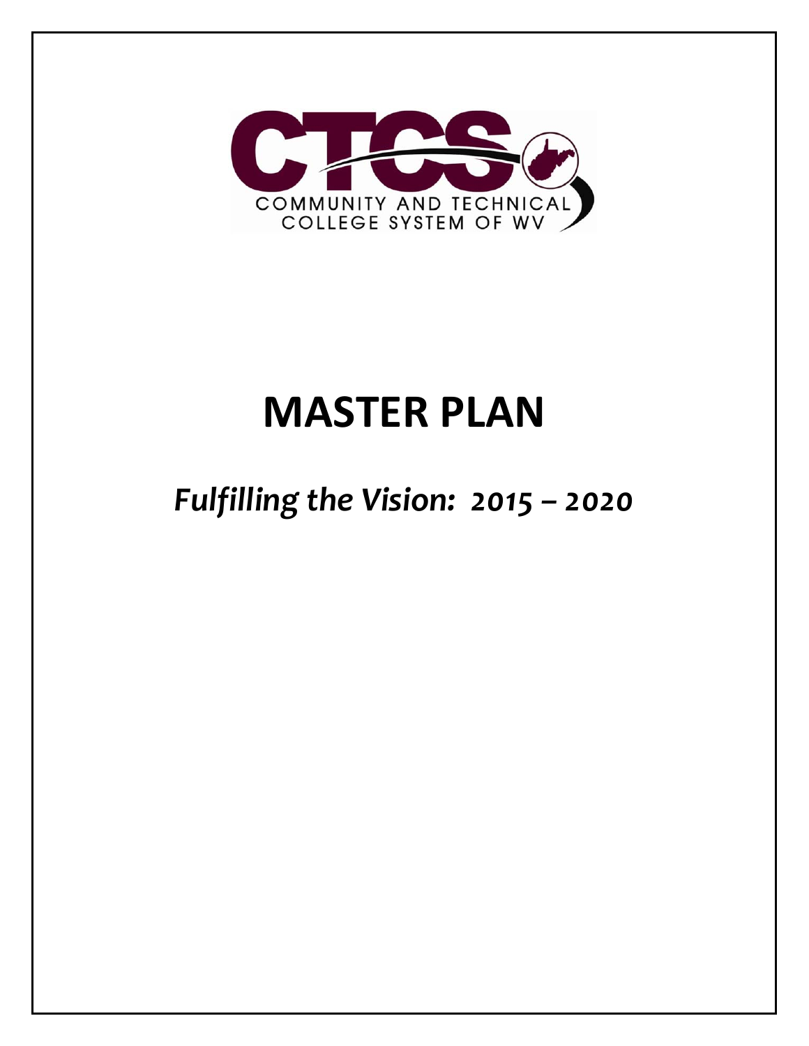CTCS

COMMUNITY AND TECHNICAL COLLEGE SYSTEM OF WV

# MASTER PLAN

## *Fulfilling the Vision: 2015 – 2020*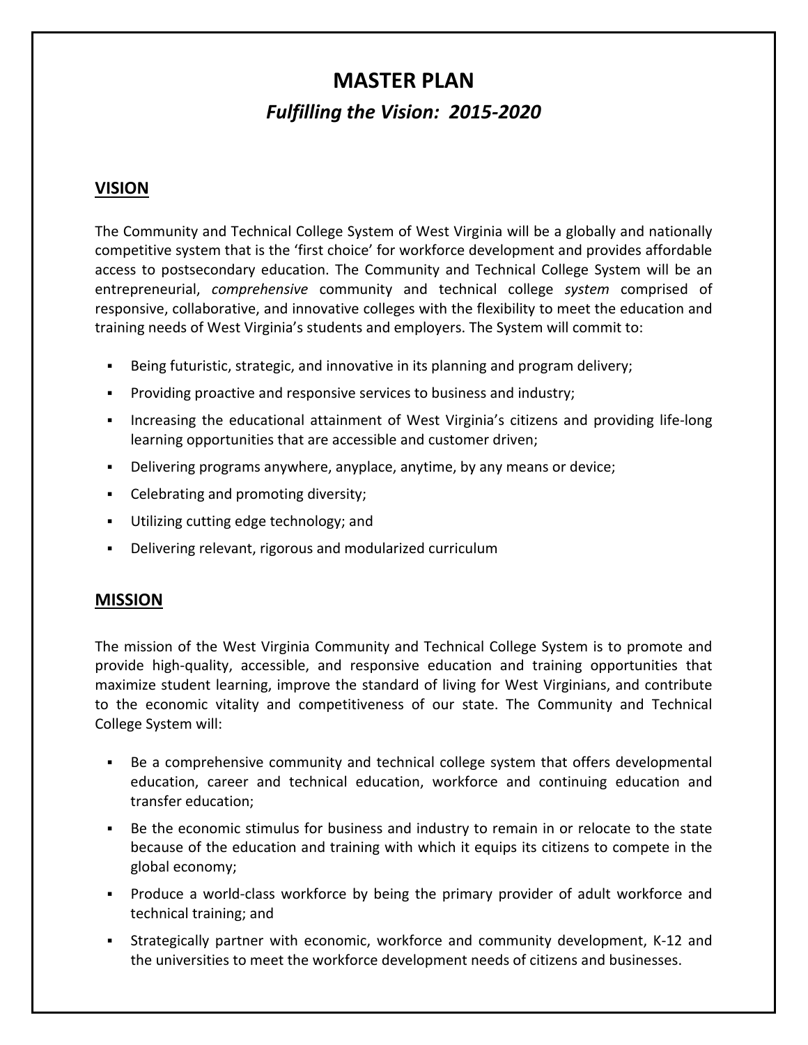# MASTER PLAN

## *Fulfilling the Vision: 2015-2020*

### VISION

The Community and Technical College System of West Virginia will be a globally and nationally competitive system that is the 'first choice' for workforce development and provides affordable access to postsecondary education. The Community and Technical College System will be an entrepreneurial, *comprehensive* community and technical college *system* comprised of responsive, collaborative, and innovative colleges with the flexibility to meet the education and training needs of West Virginia's students and employers. The System will commit to:

- Being futuristic, strategic, and innovative in its planning and program delivery;
- Providing proactive and responsive services to business and industry;
- Increasing the educational attainment of West Virginia's citizens and providing life-long learning opportunities that are accessible and customer driven;
- Delivering programs anywhere, anyplace, anytime, by any means or device;
- Celebrating and promoting diversity;
- Utilizing cutting edge technology; and
- Delivering relevant, rigorous and modularized curriculum

### MISSION

The mission of the West Virginia Community and Technical College System is to promote and provide high-quality, accessible, and responsive education and training opportunities that maximize student learning, improve the standard of living for West Virginians, and contribute to the economic vitality and competitiveness of our state. The Community and Technical College System will:

- Be a comprehensive community and technical college system that offers developmental education, career and technical education, workforce and continuing education and transfer education;
- Be the economic stimulus for business and industry to remain in or relocate to the state because of the education and training with which it equips its citizens to compete in the global economy;
- Produce a world-class workforce by being the primary provider of adult workforce and technical training; and
- Strategically partner with economic, workforce and community development, K-12 and the universities to meet the workforce development needs of citizens and businesses.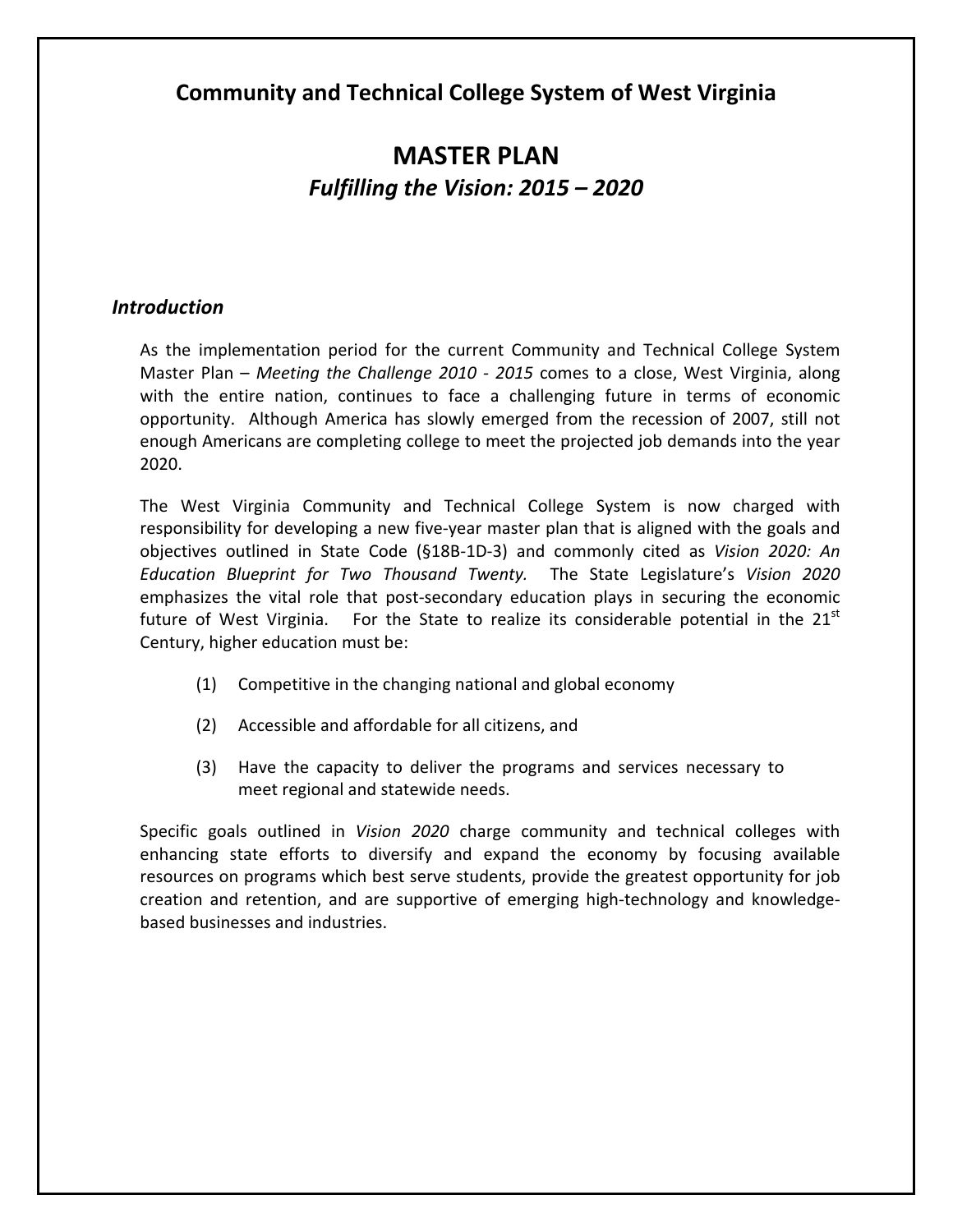## Community and Technical College System of West Virginia

# MASTER PLAN

## *Fulfilling the Vision: 2015 – 2020*

### *Introduction*

As the implementation period for the current Community and Technical College System Master Plan – *Meeting the Challenge 2010 - 2015* comes to a close, West Virginia, along with the entire nation, continues to face a challenging future in terms of economic opportunity. Although America has slowly emerged from the recession of 2007, still not enough Americans are completing college to meet the projected job demands into the year 2020.

The West Virginia Community and Technical College System is now charged with responsibility for developing a new five-year master plan that is aligned with the goals and objectives outlined in State Code (§18B-1D-3) and commonly cited as *Vision 2020: An Education Blueprint for Two Thousand Twenty.* The State Legislature's *Vision 2020* emphasizes the vital role that post-secondary education plays in securing the economic future of West Virginia. For the State to realize its considerable potential in the 21st Century, higher education must be:

(1) Competitive in the changing national and global economy

(2) Accessible and affordable for all citizens, and

(3) Have the capacity to deliver the programs and services necessary to meet regional and statewide needs.

Specific goals outlined in *Vision 2020* charge community and technical colleges with enhancing state efforts to diversify and expand the economy by focusing available resources on programs which best serve students, provide the greatest opportunity for job creation and retention, and are supportive of emerging high-technology and knowledge-based businesses and industries.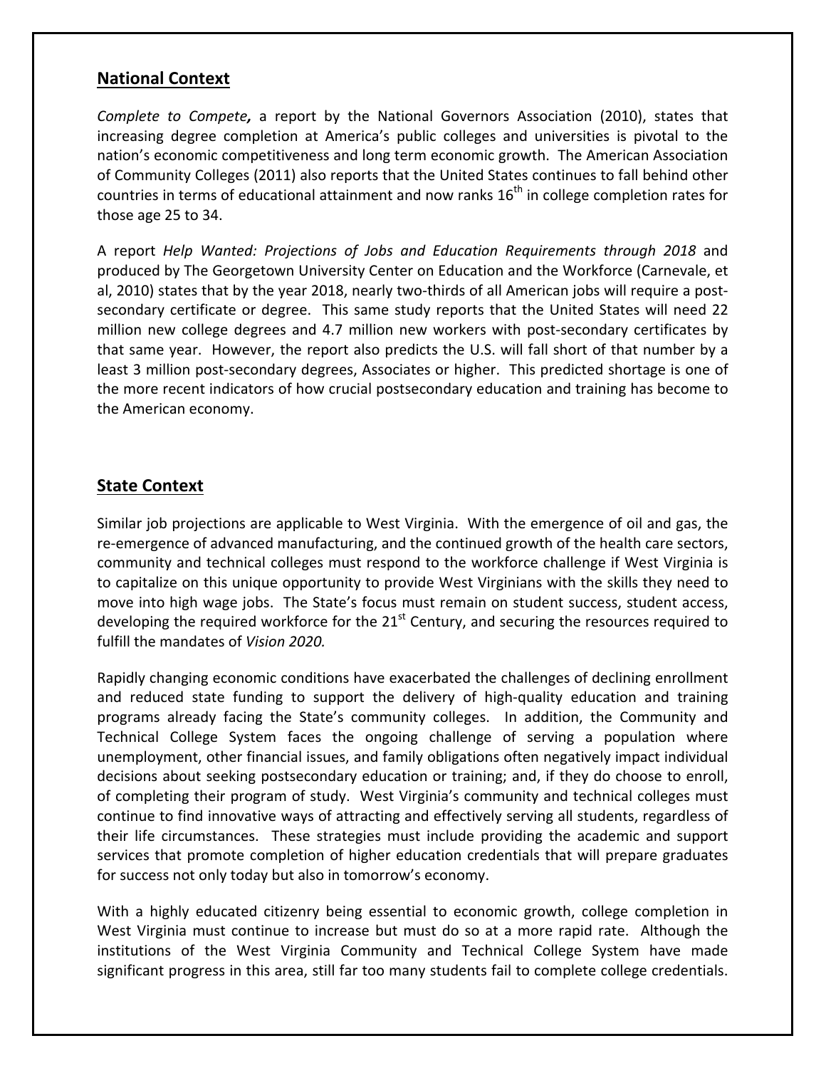## National Context

*Complete to Compete***,** a report by the National Governors Association (2010), states that increasing degree completion at America's public colleges and universities is pivotal to the nation's economic competitiveness and long term economic growth. The American Association of Community Colleges (2011) also reports that the United States continues to fall behind other countries in terms of educational attainment and now ranks 16th in college completion rates for those age 25 to 34.

A report *Help Wanted: Projections of Jobs and Education Requirements through 2018* and produced by The Georgetown University Center on Education and the Workforce (Carnevale, et al, 2010) states that by the year 2018, nearly two-thirds of all American jobs will require a post-secondary certificate or degree. This same study reports that the United States will need 22 million new college degrees and 4.7 million new workers with post-secondary certificates by that same year. However, the report also predicts the U.S. will fall short of that number by a least 3 million post-secondary degrees, Associates or higher. This predicted shortage is one of the more recent indicators of how crucial postsecondary education and training has become to the American economy.

## State Context

Similar job projections are applicable to West Virginia. With the emergence of oil and gas, the re-emergence of advanced manufacturing, and the continued growth of the health care sectors, community and technical colleges must respond to the workforce challenge if West Virginia is to capitalize on this unique opportunity to provide West Virginians with the skills they need to move into high wage jobs. The State's focus must remain on student success, student access, developing the required workforce for the 21st Century, and securing the resources required to fulfill the mandates of *Vision 2020.*

Rapidly changing economic conditions have exacerbated the challenges of declining enrollment and reduced state funding to support the delivery of high-quality education and training programs already facing the State's community colleges. In addition, the Community and Technical College System faces the ongoing challenge of serving a population where unemployment, other financial issues, and family obligations often negatively impact individual decisions about seeking postsecondary education or training; and, if they do choose to enroll, of completing their program of study. West Virginia's community and technical colleges must continue to find innovative ways of attracting and effectively serving all students, regardless of their life circumstances. These strategies must include providing the academic and support services that promote completion of higher education credentials that will prepare graduates for success not only today but also in tomorrow's economy.

With a highly educated citizenry being essential to economic growth, college completion in West Virginia must continue to increase but must do so at a more rapid rate. Although the institutions of the West Virginia Community and Technical College System have made significant progress in this area, still far too many students fail to complete college credentials.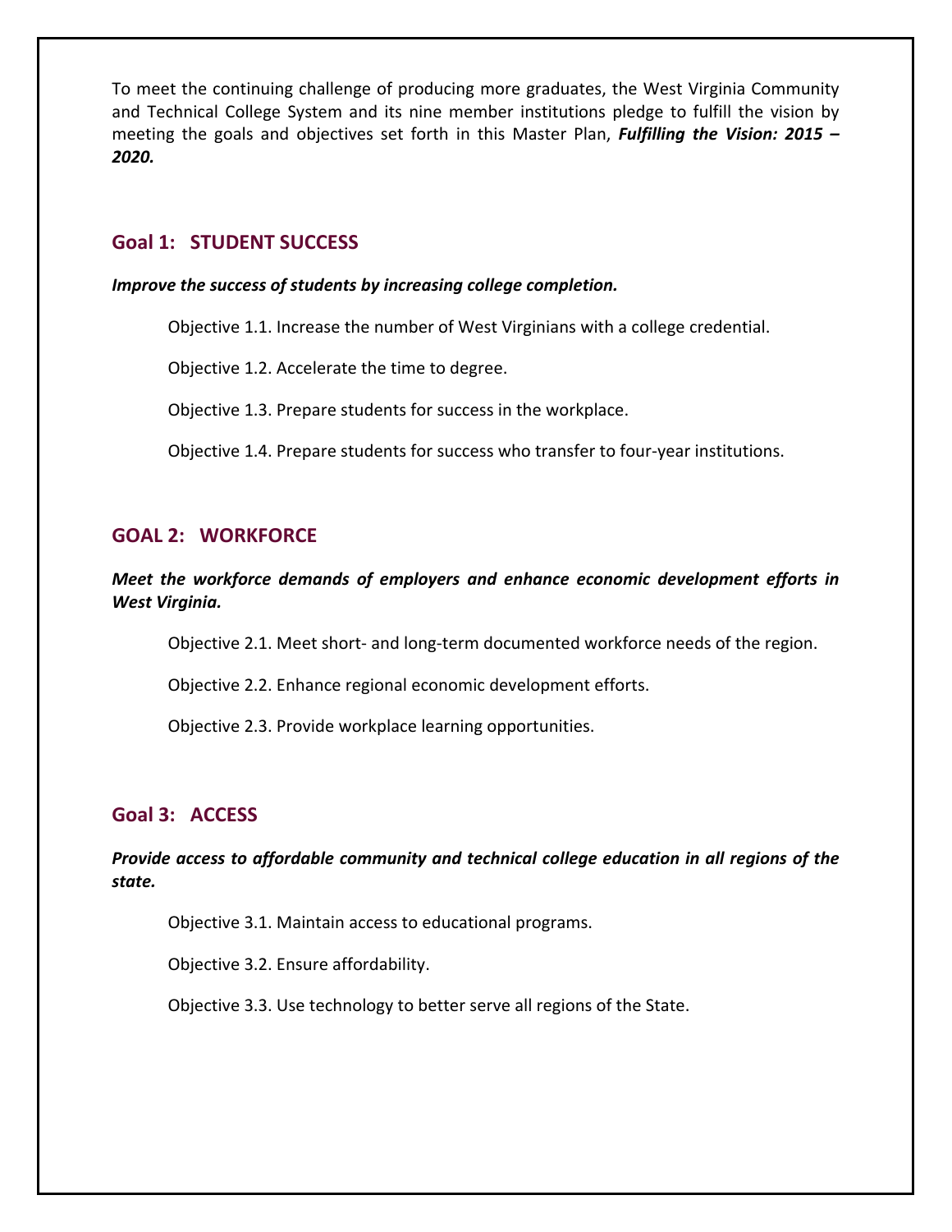To meet the continuing challenge of producing more graduates, the West Virginia Community and Technical College System and its nine member institutions pledge to fulfill the vision by meeting the goals and objectives set forth in this Master Plan, ***Fulfilling the Vision: 2015 – 2020.***

## Goal 1: STUDENT SUCCESS

***Improve the success of students by increasing college completion.***

Objective 1.1. Increase the number of West Virginians with a college credential.

Objective 1.2. Accelerate the time to degree.

Objective 1.3. Prepare students for success in the workplace.

Objective 1.4. Prepare students for success who transfer to four-year institutions.

## GOAL 2: WORKFORCE

***Meet the workforce demands of employers and enhance economic development efforts in West Virginia.***

Objective 2.1. Meet short- and long-term documented workforce needs of the region.

Objective 2.2. Enhance regional economic development efforts.

Objective 2.3. Provide workplace learning opportunities.

## Goal 3: ACCESS

***Provide access to affordable community and technical college education in all regions of the state.***

Objective 3.1. Maintain access to educational programs.

Objective 3.2. Ensure affordability.

Objective 3.3. Use technology to better serve all regions of the State.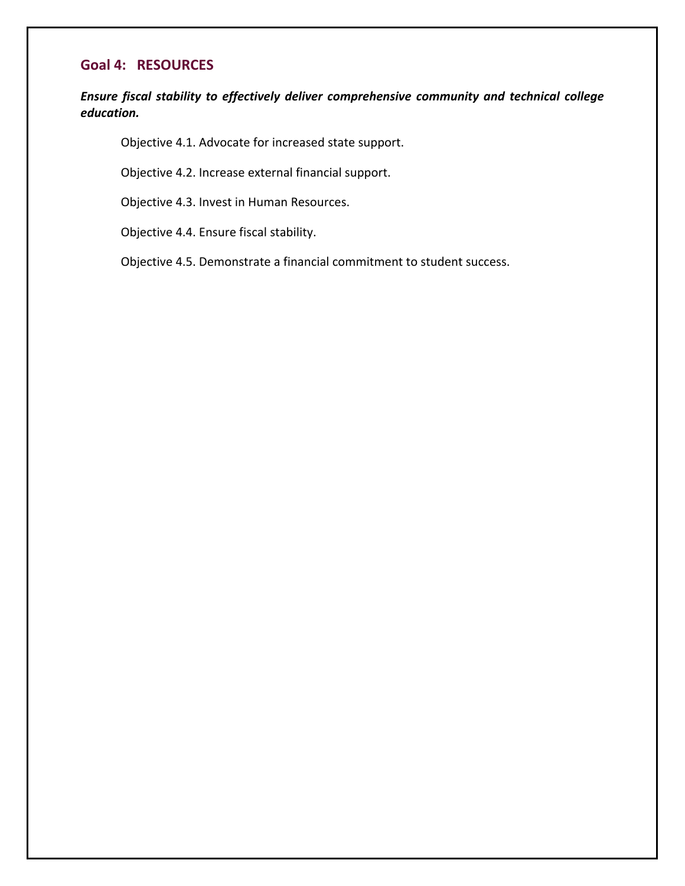## Goal 4: RESOURCES

***Ensure fiscal stability to effectively deliver comprehensive community and technical college education.***

Objective 4.1. Advocate for increased state support.

Objective 4.2. Increase external financial support.

Objective 4.3. Invest in Human Resources.

Objective 4.4. Ensure fiscal stability.

Objective 4.5. Demonstrate a financial commitment to student success.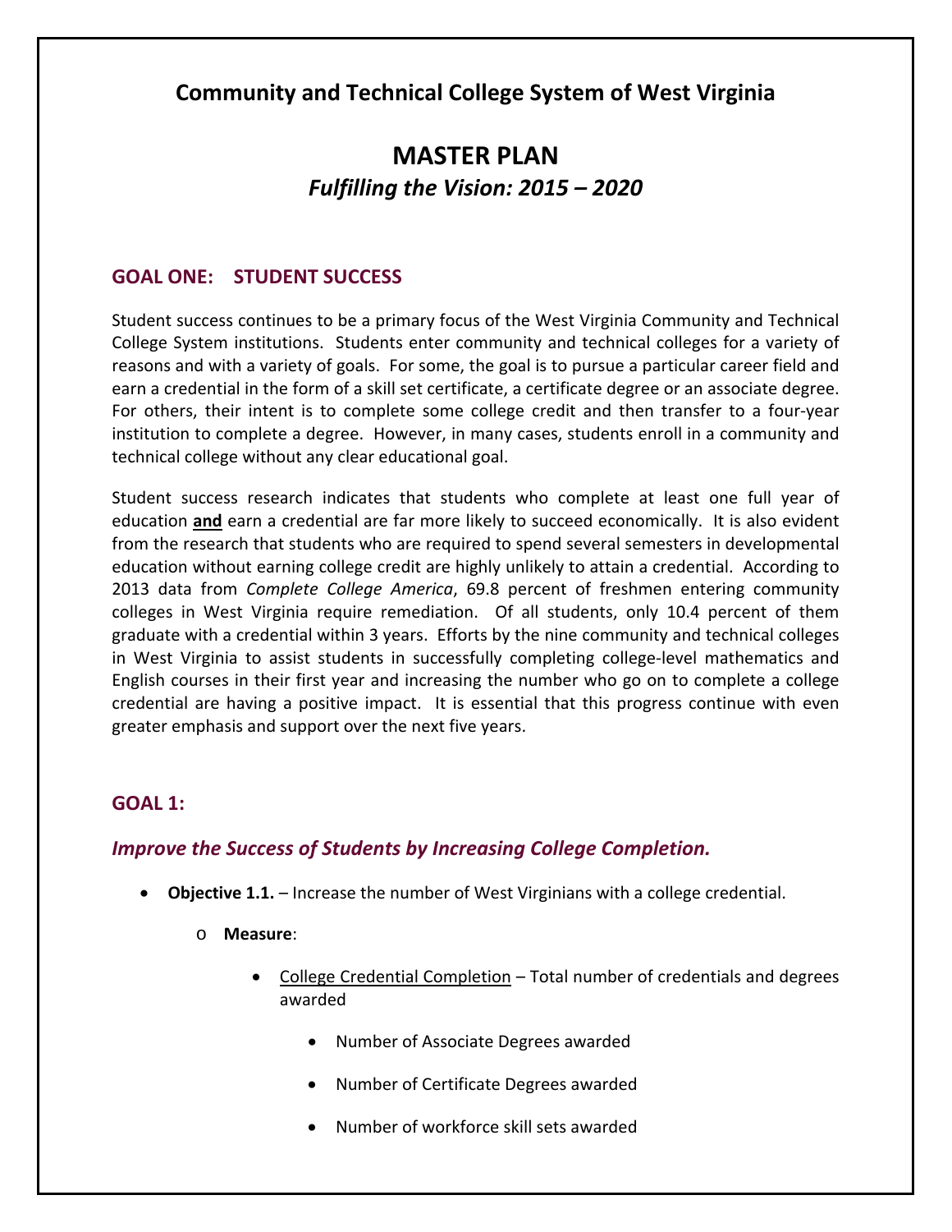# Community and Technical College System of West Virginia

# MASTER PLAN

## *Fulfilling the Vision: 2015 – 2020*

### GOAL ONE: STUDENT SUCCESS

Student success continues to be a primary focus of the West Virginia Community and Technical College System institutions. Students enter community and technical colleges for a variety of reasons and with a variety of goals. For some, the goal is to pursue a particular career field and earn a credential in the form of a skill set certificate, a certificate degree or an associate degree. For others, their intent is to complete some college credit and then transfer to a four-year institution to complete a degree. However, in many cases, students enroll in a community and technical college without any clear educational goal.

Student success research indicates that students who complete at least one full year of education **and** earn a credential are far more likely to succeed economically. It is also evident from the research that students who are required to spend several semesters in developmental education without earning college credit are highly unlikely to attain a credential. According to 2013 data from *Complete College America*, 69.8 percent of freshmen entering community colleges in West Virginia require remediation. Of all students, only 10.4 percent of them graduate with a credential within 3 years. Efforts by the nine community and technical colleges in West Virginia to assist students in successfully completing college-level mathematics and English courses in their first year and increasing the number who go on to complete a college credential are having a positive impact. It is essential that this progress continue with even greater emphasis and support over the next five years.

### GOAL 1:

### *Improve the Success of Students by Increasing College Completion.*

- **Objective 1.1.** – Increase the number of West Virginians with a college credential.
  - **Measure**:
    - College Credential Completion – Total number of credentials and degrees awarded
      - Number of Associate Degrees awarded
      - Number of Certificate Degrees awarded
      - Number of workforce skill sets awarded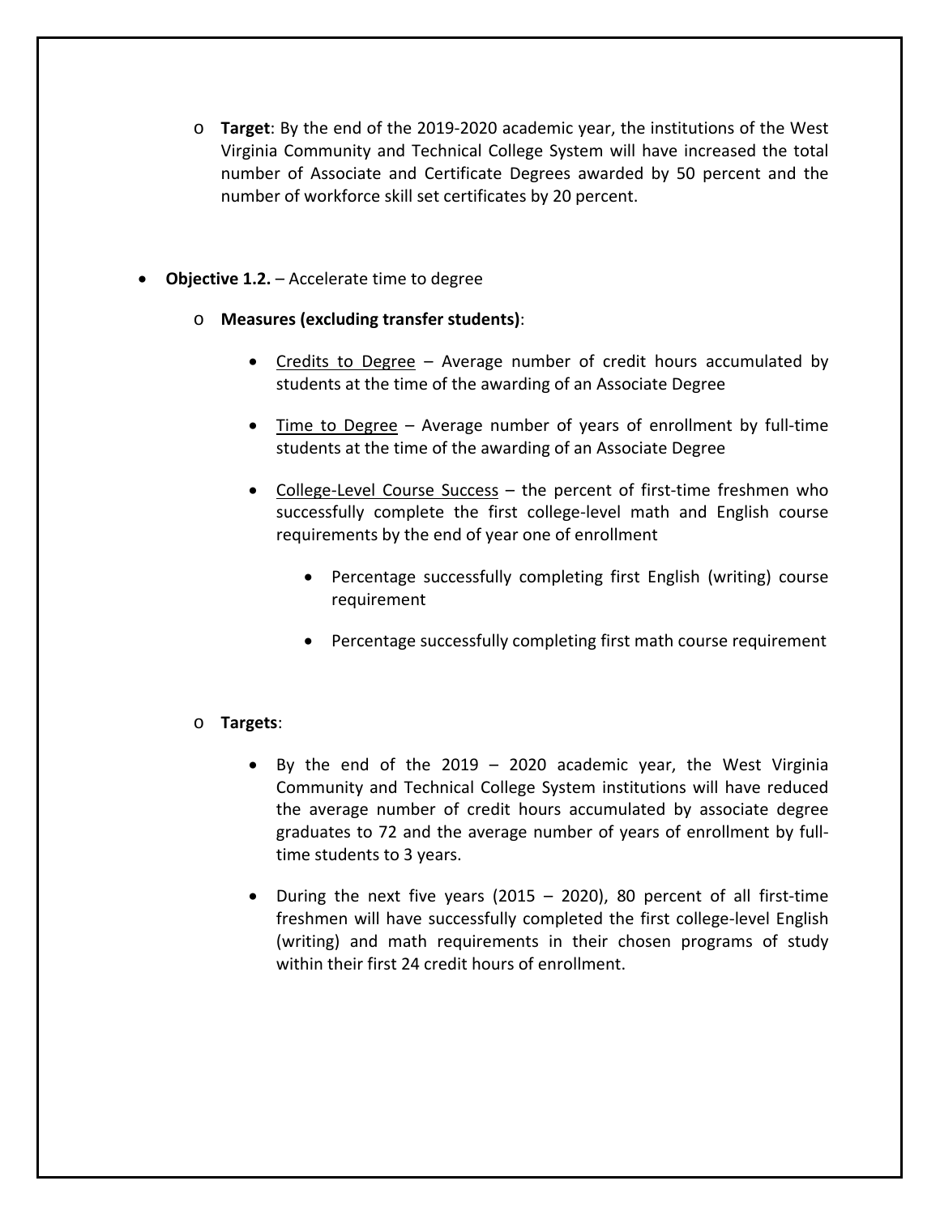- **Target**: By the end of the 2019-2020 academic year, the institutions of the West Virginia Community and Technical College System will have increased the total number of Associate and Certificate Degrees awarded by 50 percent and the number of workforce skill set certificates by 20 percent.

- **Objective 1.2.** – Accelerate time to degree

  - **Measures (excluding transfer students)**:

    - <u>Credits to Degree</u> – Average number of credit hours accumulated by students at the time of the awarding of an Associate Degree

    - <u>Time to Degree</u> – Average number of years of enrollment by full-time students at the time of the awarding of an Associate Degree

    - <u>College-Level Course Success</u> – the percent of first-time freshmen who successfully complete the first college-level math and English course requirements by the end of year one of enrollment

      - Percentage successfully completing first English (writing) course requirement

      - Percentage successfully completing first math course requirement

  - **Targets**:

    - By the end of the 2019 – 2020 academic year, the West Virginia Community and Technical College System institutions will have reduced the average number of credit hours accumulated by associate degree graduates to 72 and the average number of years of enrollment by full-time students to 3 years.

    - During the next five years (2015 – 2020), 80 percent of all first-time freshmen will have successfully completed the first college-level English (writing) and math requirements in their chosen programs of study within their first 24 credit hours of enrollment.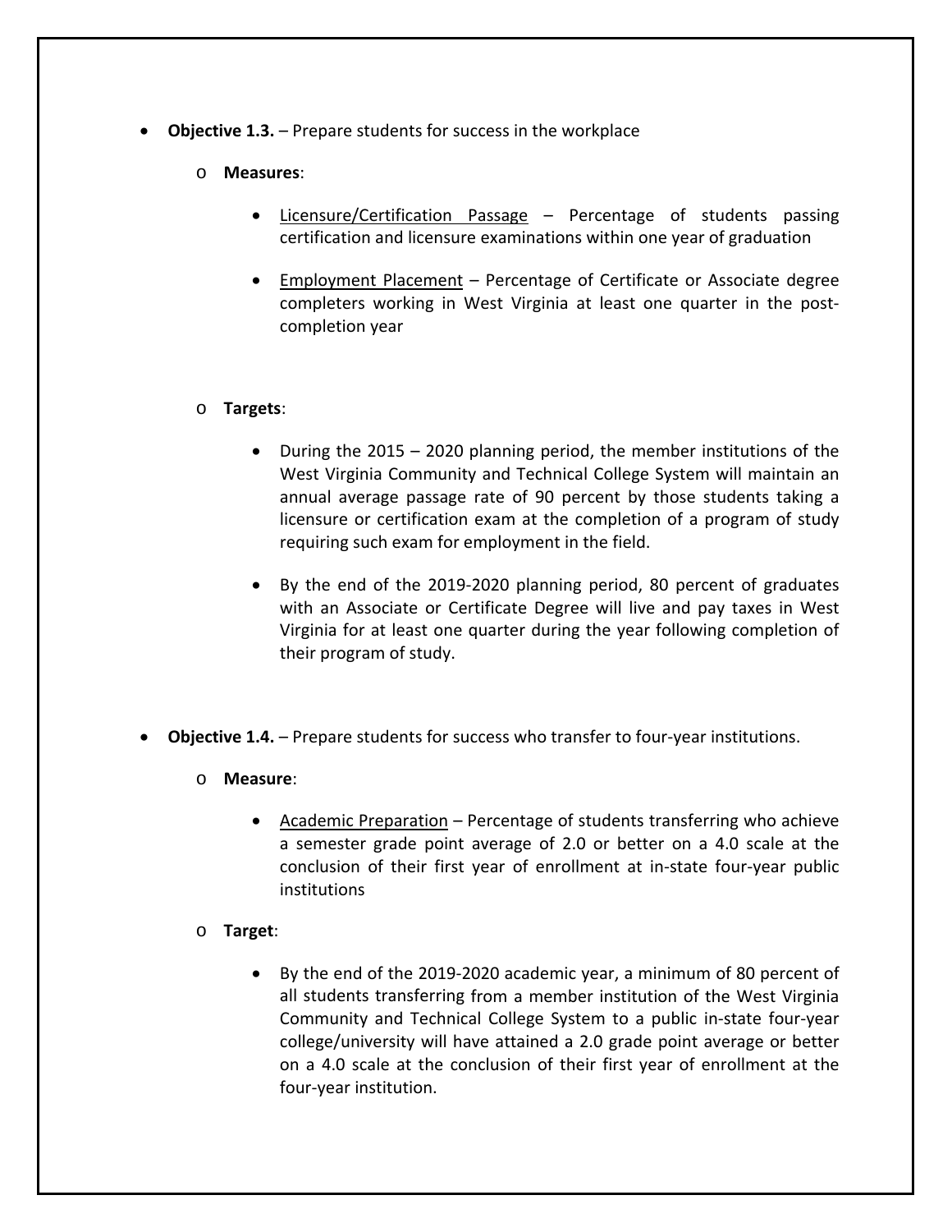- **Objective 1.3.** – Prepare students for success in the workplace

    - **Measures**:

        - Licensure/Certification Passage – Percentage of students passing certification and licensure examinations within one year of graduation

        - Employment Placement – Percentage of Certificate or Associate degree completers working in West Virginia at least one quarter in the post-completion year

    - **Targets**:

        - During the 2015 – 2020 planning period, the member institutions of the West Virginia Community and Technical College System will maintain an annual average passage rate of 90 percent by those students taking a licensure or certification exam at the completion of a program of study requiring such exam for employment in the field.

        - By the end of the 2019-2020 planning period, 80 percent of graduates with an Associate or Certificate Degree will live and pay taxes in West Virginia for at least one quarter during the year following completion of their program of study.

- **Objective 1.4.** – Prepare students for success who transfer to four-year institutions.

    - **Measure**:

        - Academic Preparation – Percentage of students transferring who achieve a semester grade point average of 2.0 or better on a 4.0 scale at the conclusion of their first year of enrollment at in-state four-year public institutions

    - **Target**:

        - By the end of the 2019-2020 academic year, a minimum of 80 percent of all students transferring from a member institution of the West Virginia Community and Technical College System to a public in-state four-year college/university will have attained a 2.0 grade point average or better on a 4.0 scale at the conclusion of their first year of enrollment at the four-year institution.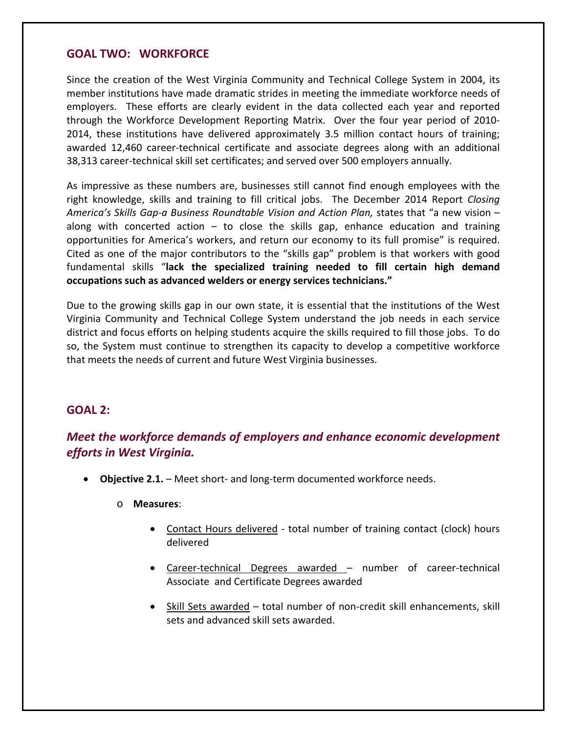## GOAL TWO: WORKFORCE

Since the creation of the West Virginia Community and Technical College System in 2004, its member institutions have made dramatic strides in meeting the immediate workforce needs of employers. These efforts are clearly evident in the data collected each year and reported through the Workforce Development Reporting Matrix. Over the four year period of 2010-2014, these institutions have delivered approximately 3.5 million contact hours of training; awarded 12,460 career-technical certificate and associate degrees along with an additional 38,313 career-technical skill set certificates; and served over 500 employers annually.

As impressive as these numbers are, businesses still cannot find enough employees with the right knowledge, skills and training to fill critical jobs. The December 2014 Report *Closing America's Skills Gap-a Business Roundtable Vision and Action Plan,* states that "a new vision – along with concerted action – to close the skills gap, enhance education and training opportunities for America's workers, and return our economy to its full promise" is required. Cited as one of the major contributors to the "skills gap" problem is that workers with good fundamental skills "**lack the specialized training needed to fill certain high demand occupations such as advanced welders or energy services technicians.**"

Due to the growing skills gap in our own state, it is essential that the institutions of the West Virginia Community and Technical College System understand the job needs in each service district and focus efforts on helping students acquire the skills required to fill those jobs. To do so, the System must continue to strengthen its capacity to develop a competitive workforce that meets the needs of current and future West Virginia businesses.

## GOAL 2:

### *Meet the workforce demands of employers and enhance economic development efforts in West Virginia.*

- **Objective 2.1.** – Meet short- and long-term documented workforce needs.
  - **Measures**:
    - <u>Contact Hours delivered</u> - total number of training contact (clock) hours delivered
    - <u>Career-technical Degrees awarded</u> – number of career-technical Associate and Certificate Degrees awarded
    - <u>Skill Sets awarded</u> – total number of non-credit skill enhancements, skill sets and advanced skill sets awarded.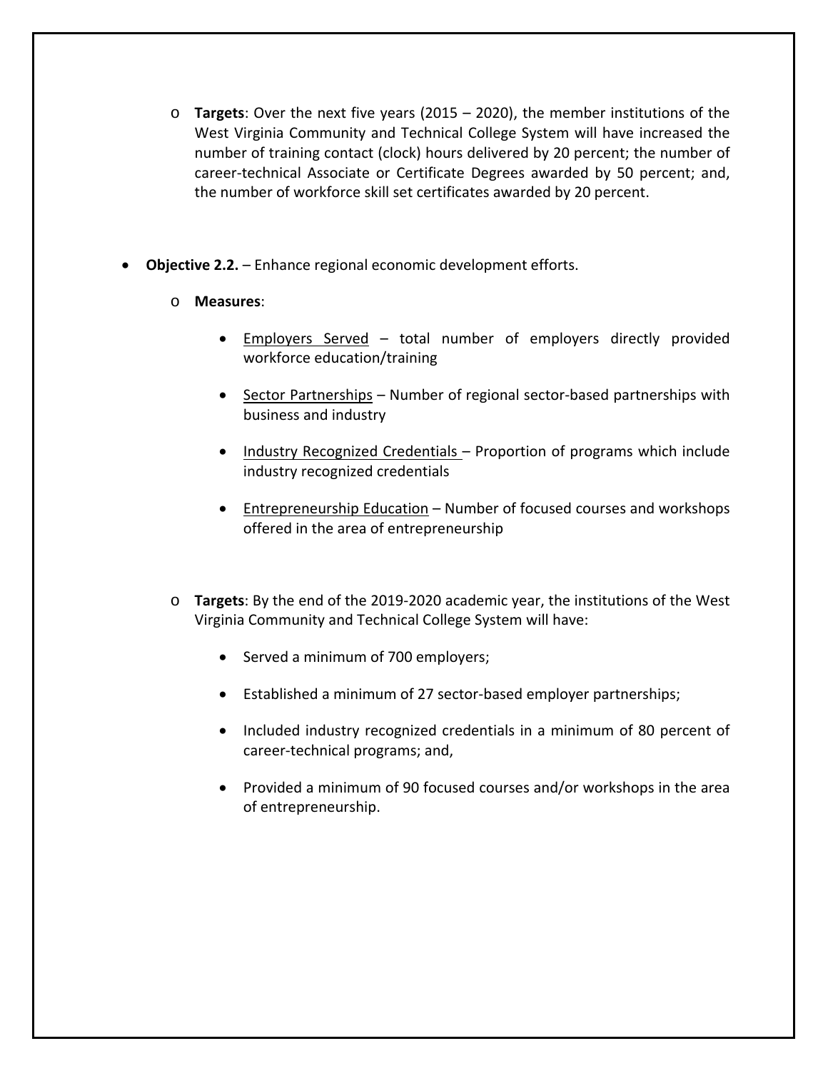- **Targets**: Over the next five years (2015 – 2020), the member institutions of the West Virginia Community and Technical College System will have increased the number of training contact (clock) hours delivered by 20 percent; the number of career-technical Associate or Certificate Degrees awarded by 50 percent; and, the number of workforce skill set certificates awarded by 20 percent.

- **Objective 2.2.** – Enhance regional economic development efforts.
  - **Measures**:
    - <u>Employers Served</u> – total number of employers directly provided workforce education/training
    - <u>Sector Partnerships</u> – Number of regional sector-based partnerships with business and industry
    - <u>Industry Recognized Credentials</u> – Proportion of programs which include industry recognized credentials
    - <u>Entrepreneurship Education</u> – Number of focused courses and workshops offered in the area of entrepreneurship
  - **Targets**: By the end of the 2019-2020 academic year, the institutions of the West Virginia Community and Technical College System will have:
    - Served a minimum of 700 employers;
    - Established a minimum of 27 sector-based employer partnerships;
    - Included industry recognized credentials in a minimum of 80 percent of career-technical programs; and,
    - Provided a minimum of 90 focused courses and/or workshops in the area of entrepreneurship.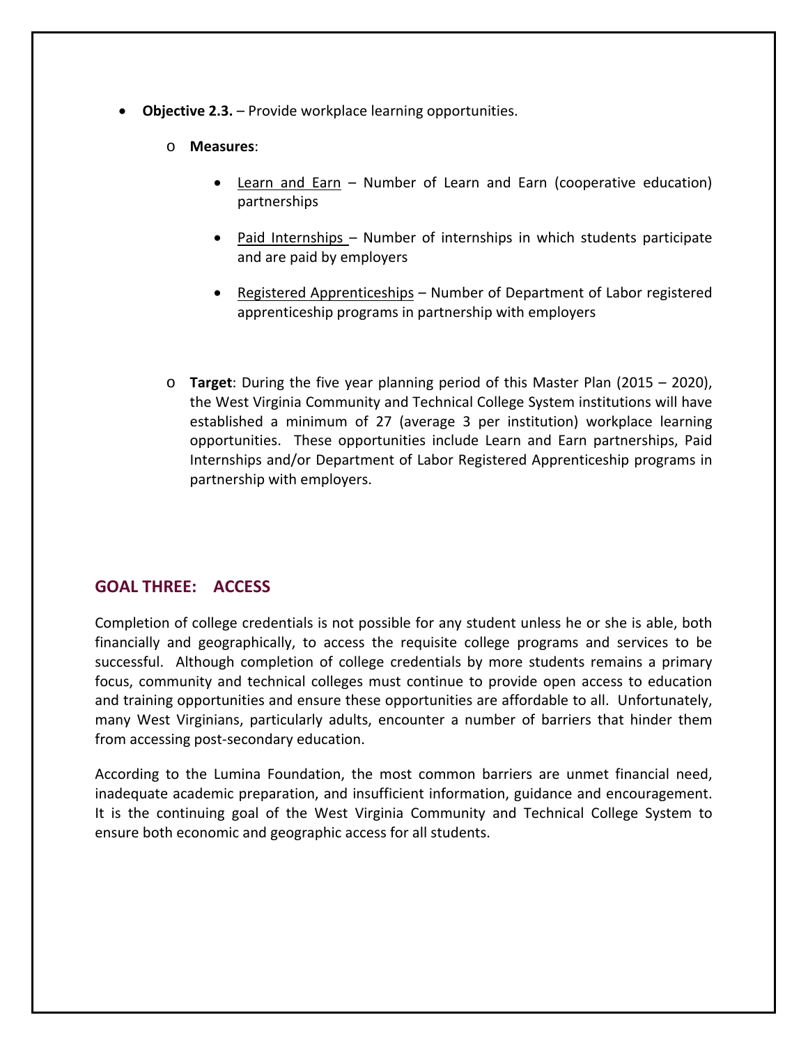- **Objective 2.3.** – Provide workplace learning opportunities.

    - **Measures**:

        - <u>Learn and Earn</u> – Number of Learn and Earn (cooperative education) partnerships

        - <u>Paid Internships</u> – Number of internships in which students participate and are paid by employers

        - <u>Registered Apprenticeships</u> – Number of Department of Labor registered apprenticeship programs in partnership with employers

    - **Target**: During the five year planning period of this Master Plan (2015 – 2020), the West Virginia Community and Technical College System institutions will have established a minimum of 27 (average 3 per institution) workplace learning opportunities. These opportunities include Learn and Earn partnerships, Paid Internships and/or Department of Labor Registered Apprenticeship programs in partnership with employers.

## GOAL THREE: ACCESS

Completion of college credentials is not possible for any student unless he or she is able, both financially and geographically, to access the requisite college programs and services to be successful. Although completion of college credentials by more students remains a primary focus, community and technical colleges must continue to provide open access to education and training opportunities and ensure these opportunities are affordable to all. Unfortunately, many West Virginians, particularly adults, encounter a number of barriers that hinder them from accessing post-secondary education.

According to the Lumina Foundation, the most common barriers are unmet financial need, inadequate academic preparation, and insufficient information, guidance and encouragement. It is the continuing goal of the West Virginia Community and Technical College System to ensure both economic and geographic access for all students.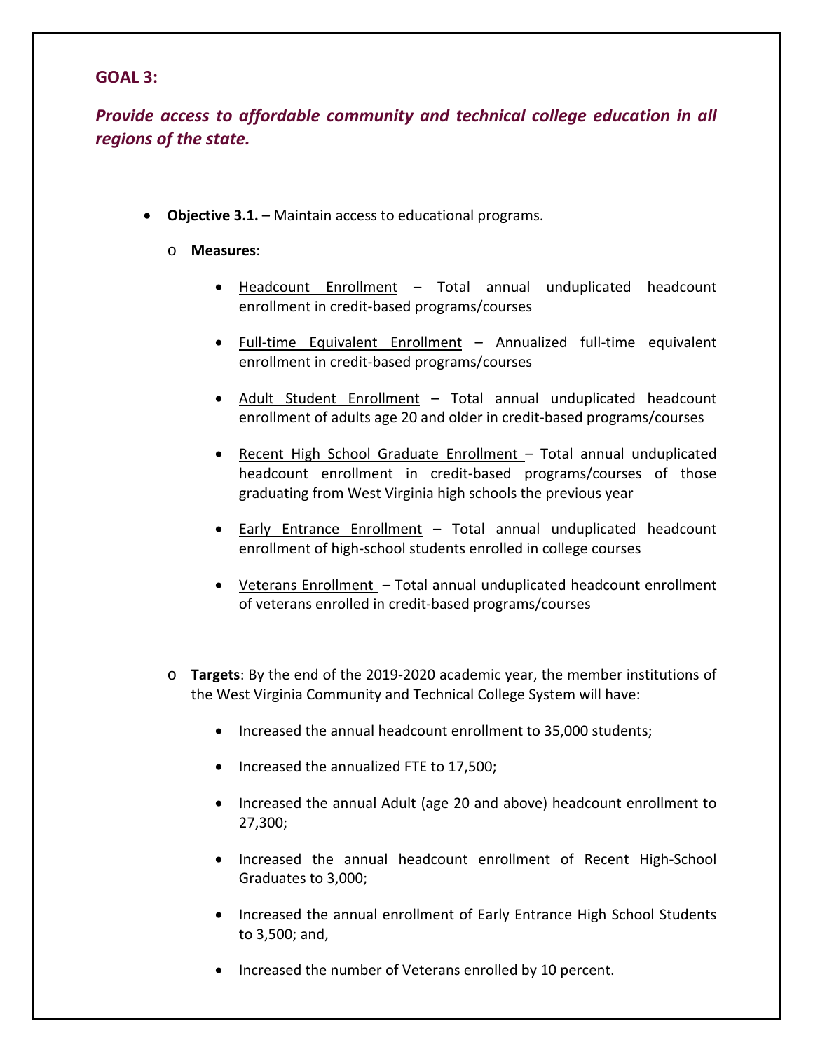## GOAL 3:

***Provide access to affordable community and technical college education in all regions of the state.***

- **Objective 3.1.** – Maintain access to educational programs.
  - **Measures**:
    - Headcount Enrollment – Total annual unduplicated headcount enrollment in credit-based programs/courses
    - Full-time Equivalent Enrollment – Annualized full-time equivalent enrollment in credit-based programs/courses
    - Adult Student Enrollment – Total annual unduplicated headcount enrollment of adults age 20 and older in credit-based programs/courses
    - Recent High School Graduate Enrollment – Total annual unduplicated headcount enrollment in credit-based programs/courses of those graduating from West Virginia high schools the previous year
    - Early Entrance Enrollment – Total annual unduplicated headcount enrollment of high-school students enrolled in college courses
    - Veterans Enrollment – Total annual unduplicated headcount enrollment of veterans enrolled in credit-based programs/courses
  - **Targets**: By the end of the 2019-2020 academic year, the member institutions of the West Virginia Community and Technical College System will have:
    - Increased the annual headcount enrollment to 35,000 students;
    - Increased the annualized FTE to 17,500;
    - Increased the annual Adult (age 20 and above) headcount enrollment to 27,300;
    - Increased the annual headcount enrollment of Recent High-School Graduates to 3,000;
    - Increased the annual enrollment of Early Entrance High School Students to 3,500; and,
    - Increased the number of Veterans enrolled by 10 percent.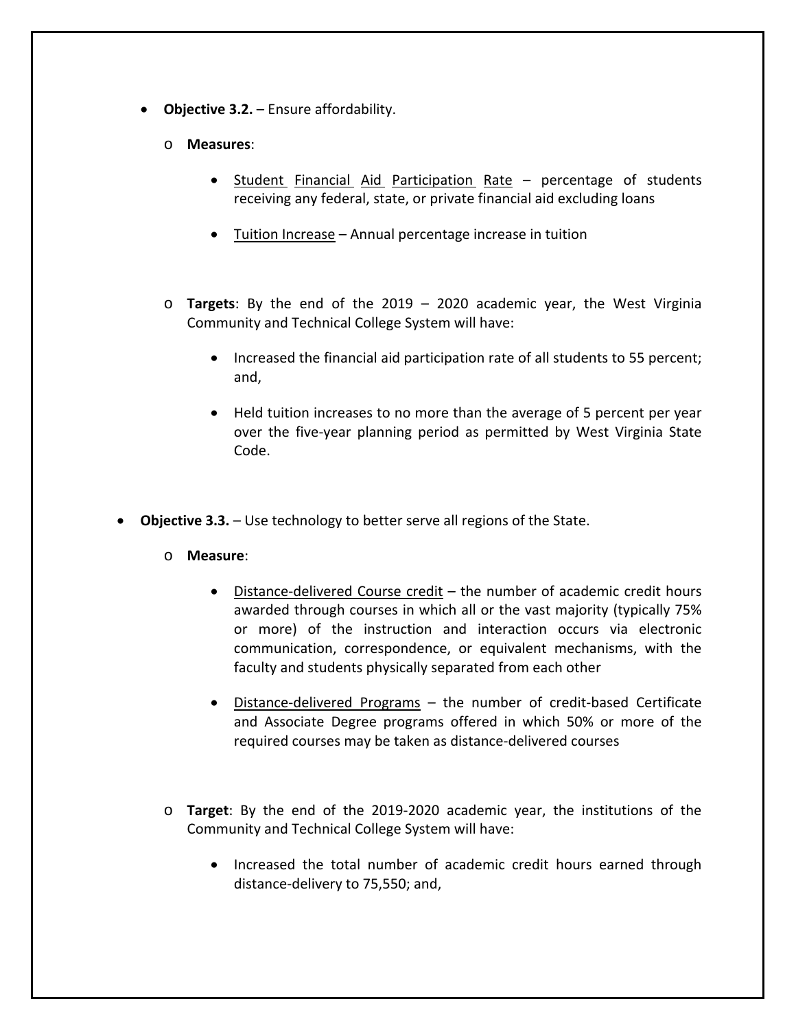- **Objective 3.2.** – Ensure affordability.

  - **Measures**:

    - Student Financial Aid Participation Rate – percentage of students receiving any federal, state, or private financial aid excluding loans

    - Tuition Increase – Annual percentage increase in tuition

  - **Targets**: By the end of the 2019 – 2020 academic year, the West Virginia Community and Technical College System will have:

    - Increased the financial aid participation rate of all students to 55 percent; and,

    - Held tuition increases to no more than the average of 5 percent per year over the five-year planning period as permitted by West Virginia State Code.

- **Objective 3.3.** – Use technology to better serve all regions of the State.

  - **Measure**:

    - Distance-delivered Course credit – the number of academic credit hours awarded through courses in which all or the vast majority (typically 75% or more) of the instruction and interaction occurs via electronic communication, correspondence, or equivalent mechanisms, with the faculty and students physically separated from each other

    - Distance-delivered Programs – the number of credit-based Certificate and Associate Degree programs offered in which 50% or more of the required courses may be taken as distance-delivered courses

  - **Target**: By the end of the 2019-2020 academic year, the institutions of the Community and Technical College System will have:

    - Increased the total number of academic credit hours earned through distance-delivery to 75,550; and,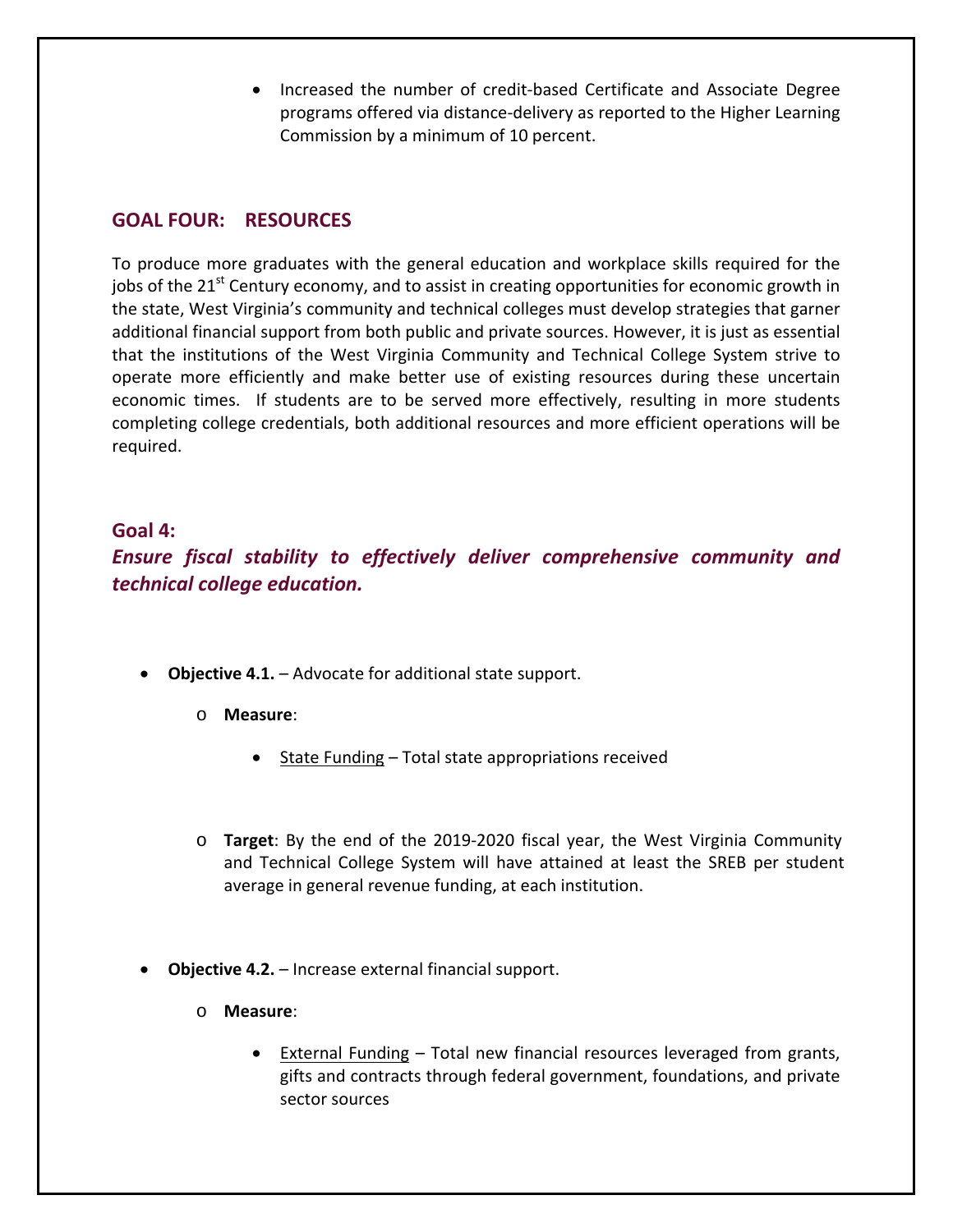- Increased the number of credit-based Certificate and Associate Degree programs offered via distance-delivery as reported to the Higher Learning Commission by a minimum of 10 percent.

## GOAL FOUR: RESOURCES

To produce more graduates with the general education and workplace skills required for the jobs of the 21st Century economy, and to assist in creating opportunities for economic growth in the state, West Virginia's community and technical colleges must develop strategies that garner additional financial support from both public and private sources. However, it is just as essential that the institutions of the West Virginia Community and Technical College System strive to operate more efficiently and make better use of existing resources during these uncertain economic times. If students are to be served more effectively, resulting in more students completing college credentials, both additional resources and more efficient operations will be required.

### Goal 4:

### *Ensure fiscal stability to effectively deliver comprehensive community and technical college education.*

- **Objective 4.1.** – Advocate for additional state support.
  - **Measure**:
    - State Funding – Total state appropriations received
  - **Target**: By the end of the 2019-2020 fiscal year, the West Virginia Community and Technical College System will have attained at least the SREB per student average in general revenue funding, at each institution.

- **Objective 4.2.** – Increase external financial support.
  - **Measure**:
    - External Funding – Total new financial resources leveraged from grants, gifts and contracts through federal government, foundations, and private sector sources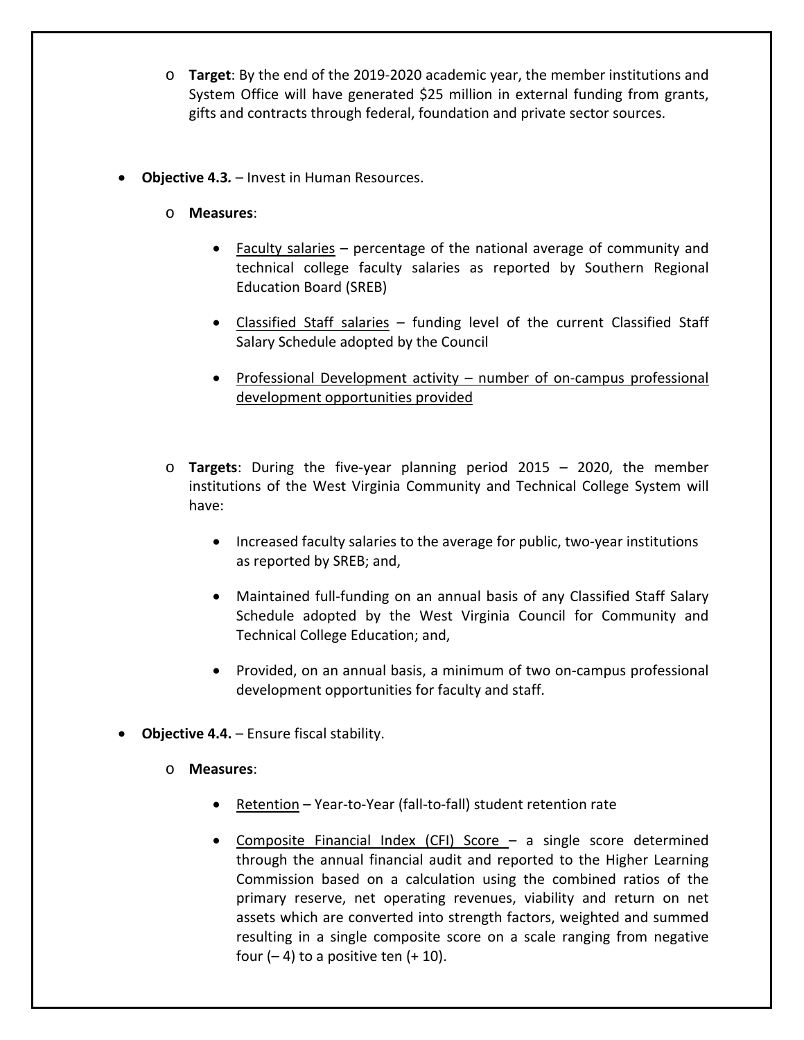- **Target**: By the end of the 2019-2020 academic year, the member institutions and System Office will have generated $25 million in external funding from grants, gifts and contracts through federal, foundation and private sector sources.

- **Objective 4.3.** – Invest in Human Resources.

  - **Measures**:

    - Faculty salaries – percentage of the national average of community and technical college faculty salaries as reported by Southern Regional Education Board (SREB)

    - Classified Staff salaries – funding level of the current Classified Staff Salary Schedule adopted by the Council

    - Professional Development activity – number of on-campus professional development opportunities provided

  - **Targets**: During the five-year planning period 2015 – 2020, the member institutions of the West Virginia Community and Technical College System will have:

    - Increased faculty salaries to the average for public, two-year institutions as reported by SREB; and,

    - Maintained full-funding on an annual basis of any Classified Staff Salary Schedule adopted by the West Virginia Council for Community and Technical College Education; and,

    - Provided, on an annual basis, a minimum of two on-campus professional development opportunities for faculty and staff.

- **Objective 4.4.** – Ensure fiscal stability.

  - **Measures**:

    - Retention – Year-to-Year (fall-to-fall) student retention rate

    - Composite Financial Index (CFI) Score – a single score determined through the annual financial audit and reported to the Higher Learning Commission based on a calculation using the combined ratios of the primary reserve, net operating revenues, viability and return on net assets which are converted into strength factors, weighted and summed resulting in a single composite score on a scale ranging from negative four (– 4) to a positive ten (+ 10).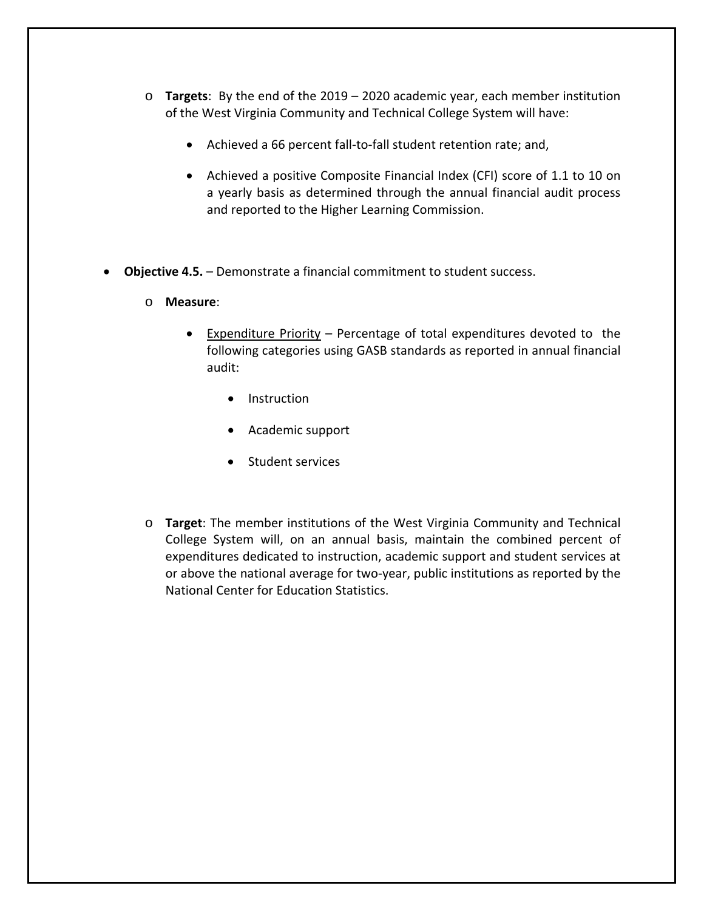- **Targets**: By the end of the 2019 – 2020 academic year, each member institution of the West Virginia Community and Technical College System will have:

    - Achieved a 66 percent fall-to-fall student retention rate; and,

    - Achieved a positive Composite Financial Index (CFI) score of 1.1 to 10 on a yearly basis as determined through the annual financial audit process and reported to the Higher Learning Commission.

- **Objective 4.5.** – Demonstrate a financial commitment to student success.

  - **Measure**:

    - <u>Expenditure Priority</u> – Percentage of total expenditures devoted to the following categories using GASB standards as reported in annual financial audit:

      - Instruction

      - Academic support

      - Student services

  - **Target**: The member institutions of the West Virginia Community and Technical College System will, on an annual basis, maintain the combined percent of expenditures dedicated to instruction, academic support and student services at or above the national average for two-year, public institutions as reported by the National Center for Education Statistics.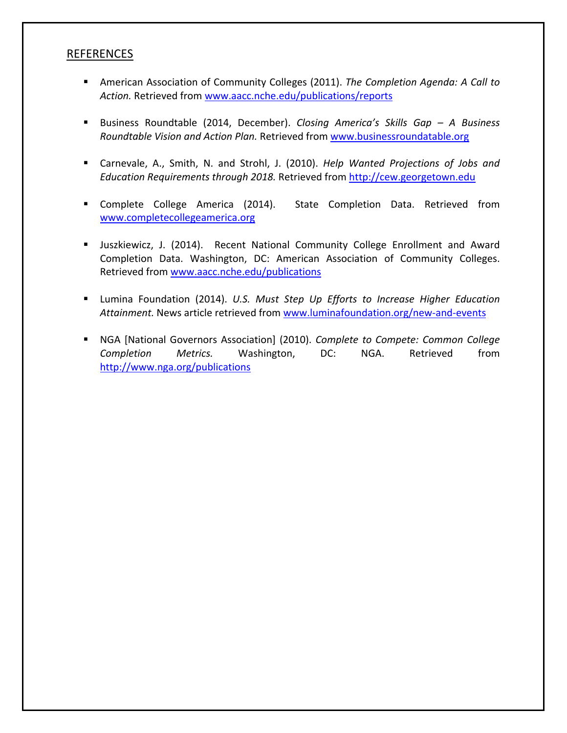## REFERENCES

- American Association of Community Colleges (2011). *The Completion Agenda: A Call to Action.* Retrieved from www.aacc.nche.edu/publications/reports

- Business Roundtable (2014, December). *Closing America's Skills Gap – A Business Roundtable Vision and Action Plan.* Retrieved from www.businessroundatable.org

- Carnevale, A., Smith, N. and Strohl, J. (2010). *Help Wanted Projections of Jobs and Education Requirements through 2018.* Retrieved from http://cew.georgetown.edu

- Complete College America (2014). State Completion Data. Retrieved from www.completecollegeamerica.org

- Juszkiewicz, J. (2014). Recent National Community College Enrollment and Award Completion Data. Washington, DC: American Association of Community Colleges. Retrieved from www.aacc.nche.edu/publications

- Lumina Foundation (2014). *U.S. Must Step Up Efforts to Increase Higher Education Attainment.* News article retrieved from www.luminafoundation.org/new-and-events

- NGA [National Governors Association] (2010). *Complete to Compete: Common College Completion Metrics.* Washington, DC: NGA. Retrieved from http://www.nga.org/publications